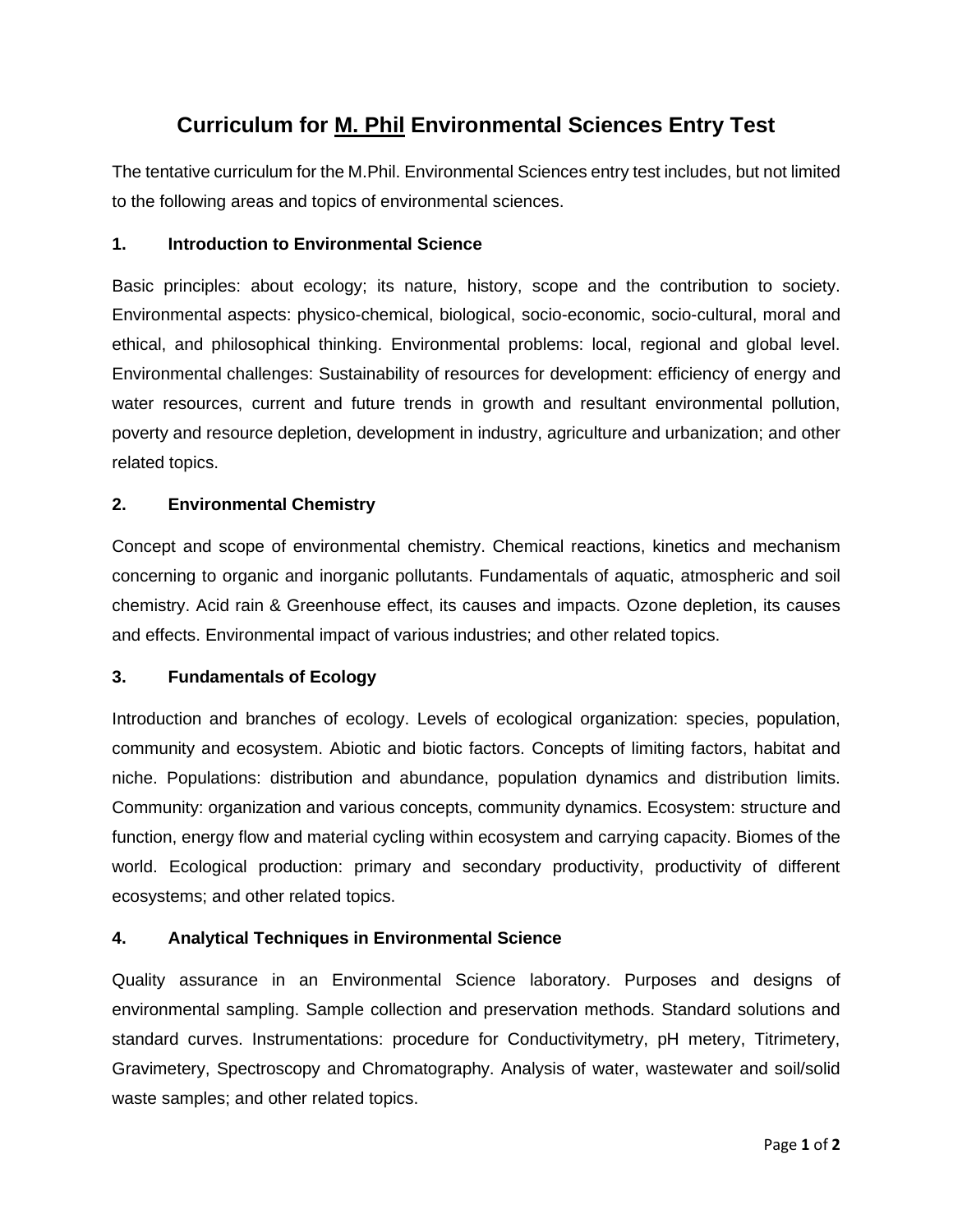# Curriculum for <u>M. Phil</u> Environmental Sciences Entry Test

The tentative curriculum for the M.Phil. Environmental Sciences entry test includes, but not limited to the following areas and topics of environmental sciences.

### 1. Introduction to Environmental Science

Basic principles: about ecology; its nature, history, scope and the contribution to society. Environmental aspects: physico-chemical, biological, socio-economic, socio-cultural, moral and ethical, and philosophical thinking. Environmental problems: local, regional and global level. Environmental challenges: Sustainability of resources for development: efficiency of energy and water resources, current and future trends in growth and resultant environmental pollution, poverty and resource depletion, development in industry, agriculture and urbanization; and other related topics.

### 2. Environmental Chemistry

Concept and scope of environmental chemistry. Chemical reactions, kinetics and mechanism concerning to organic and inorganic pollutants. Fundamentals of aquatic, atmospheric and soil chemistry. Acid rain & Greenhouse effect, its causes and impacts. Ozone depletion, its causes and effects. Environmental impact of various industries; and other related topics.

### 3. Fundamentals of Ecology

Introduction and branches of ecology. Levels of ecological organization: species, population, community and ecosystem. Abiotic and biotic factors. Concepts of limiting factors, habitat and niche. Populations: distribution and abundance, population dynamics and distribution limits. Community: organization and various concepts, community dynamics. Ecosystem: structure and function, energy flow and material cycling within ecosystem and carrying capacity. Biomes of the world. Ecological production: primary and secondary productivity, productivity of different ecosystems; and other related topics.

### 4. Analytical Techniques in Environmental Science

Quality assurance in an Environmental Science laboratory. Purposes and designs of environmental sampling. Sample collection and preservation methods. Standard solutions and standard curves. Instrumentations: procedure for Conductivitymetry, pH metery, Titrimetery, Gravimetery, Spectroscopy and Chromatography. Analysis of water, wastewater and soil/solid waste samples; and other related topics.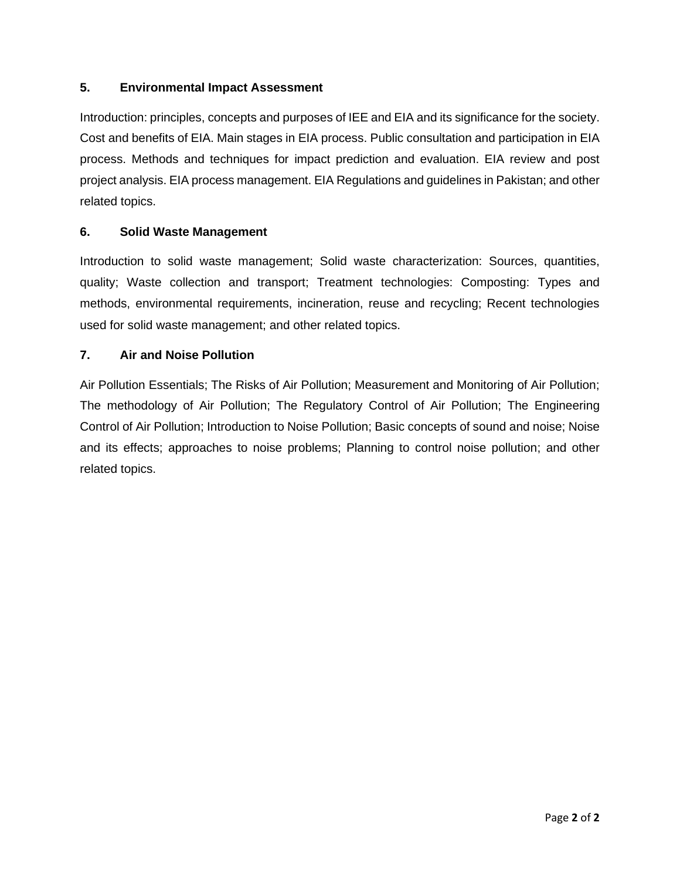### 5. Environmental Impact Assessment

Introduction: principles, concepts and purposes of IEE and EIA and its significance for the society. Cost and benefits of EIA. Main stages in EIA process. Public consultation and participation in EIA process. Methods and techniques for impact prediction and evaluation. EIA review and post project analysis. EIA process management. EIA Regulations and guidelines in Pakistan; and other related topics.

### 6. Solid Waste Management

Introduction to solid waste management; Solid waste characterization: Sources, quantities, quality; Waste collection and transport; Treatment technologies: Composting: Types and methods, environmental requirements, incineration, reuse and recycling; Recent technologies used for solid waste management; and other related topics.

### 7. Air and Noise Pollution

Air Pollution Essentials; The Risks of Air Pollution; Measurement and Monitoring of Air Pollution; The methodology of Air Pollution; The Regulatory Control of Air Pollution; The Engineering Control of Air Pollution; Introduction to Noise Pollution; Basic concepts of sound and noise; Noise and its effects; approaches to noise problems; Planning to control noise pollution; and other related topics.